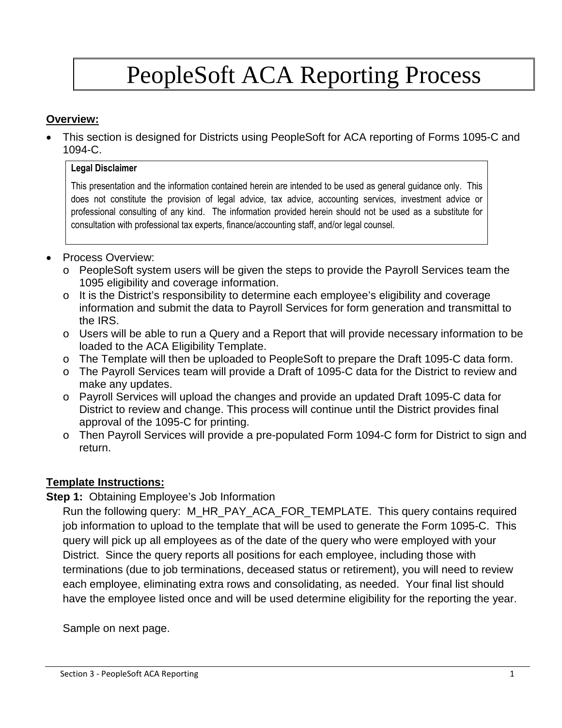# PeopleSoft ACA Reporting Process

## Overview:

- This section is designed for Districts using PeopleSoft for ACA reporting of Forms 1095-C and 1094-C.

> **Legal Disclaimer**
>
> This presentation and the information contained herein are intended to be used as general guidance only. This does not constitute the provision of legal advice, tax advice, accounting services, investment advice or professional consulting of any kind. The information provided herein should not be used as a substitute for consultation with professional tax experts, finance/accounting staff, and/or legal counsel.

- Process Overview:
  - PeopleSoft system users will be given the steps to provide the Payroll Services team the 1095 eligibility and coverage information.
  - It is the District's responsibility to determine each employee's eligibility and coverage information and submit the data to Payroll Services for form generation and transmittal to the IRS.
  - Users will be able to run a Query and a Report that will provide necessary information to be loaded to the ACA Eligibility Template.
  - The Template will then be uploaded to PeopleSoft to prepare the Draft 1095-C data form.
  - The Payroll Services team will provide a Draft of 1095-C data for the District to review and make any updates.
  - Payroll Services will upload the changes and provide an updated Draft 1095-C data for District to review and change. This process will continue until the District provides final approval of the 1095-C for printing.
  - Then Payroll Services will provide a pre-populated Form 1094-C form for District to sign and return.

## Template Instructions:

**Step 1:** Obtaining Employee's Job Information

Run the following query: M_HR_PAY_ACA_FOR_TEMPLATE. This query contains required job information to upload to the template that will be used to generate the Form 1095-C. This query will pick up all employees as of the date of the query who were employed with your District. Since the query reports all positions for each employee, including those with terminations (due to job terminations, deceased status or retirement), you will need to review each employee, eliminating extra rows and consolidating, as needed. Your final list should have the employee listed once and will be used determine eligibility for the reporting the year.

Sample on next page.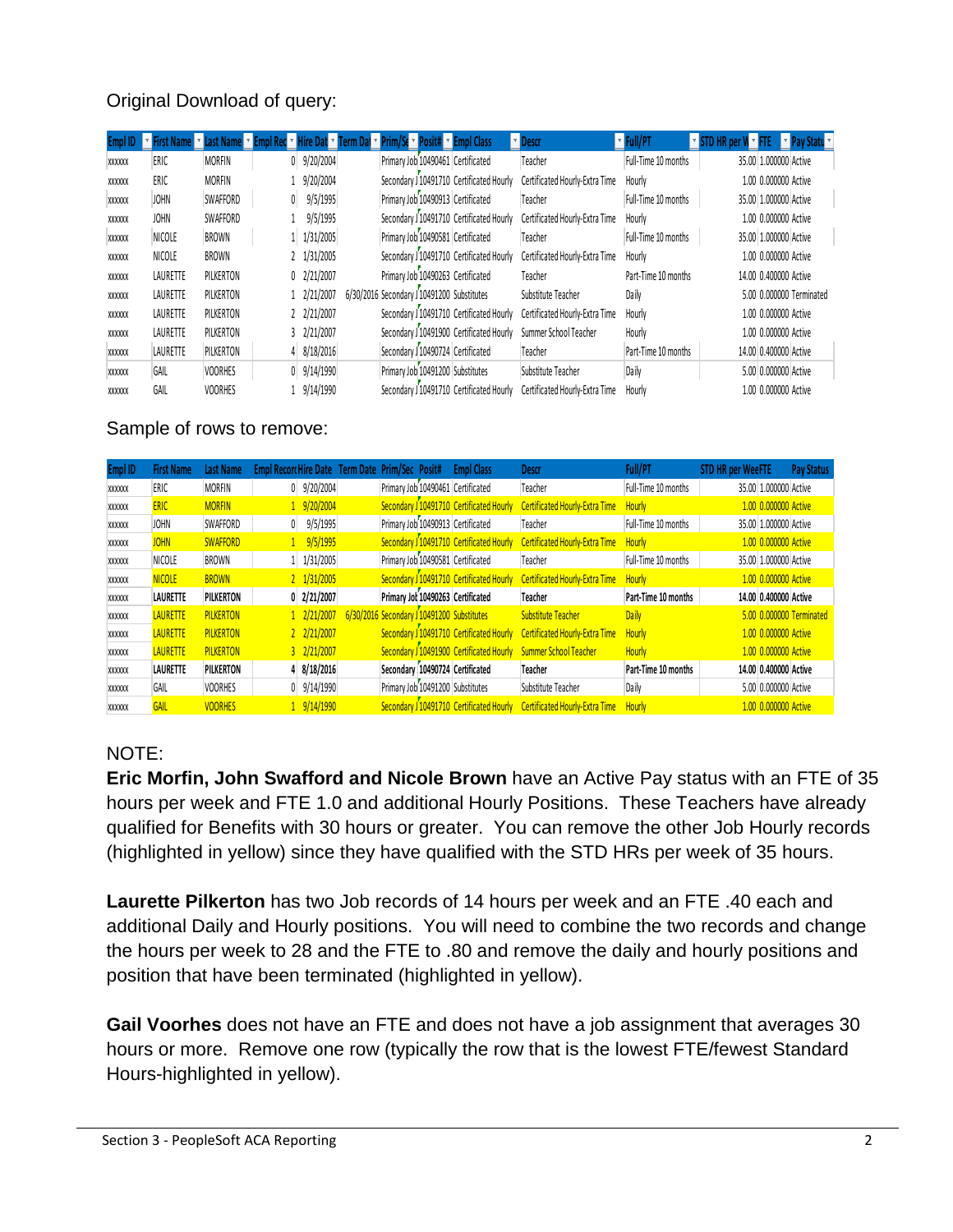Original Download of query:

| Empl ID | First Name | Last Name | Empl Rec | Hire Dat | Term Dat | Prim/Se | Posit# | Empl Class | Descr | Full/PT | STD HR per W | FTE | Pay Statu |
|---|---|---|---|---|---|---|---|---|---|---|---|---|---|
| xxxxxx | ERIC | MORFIN | 0 | 9/20/2004 | | Primary Job | 10490461 | Certificated | Teacher | Full-Time 10 months | 35.00 | 1.000000 | Active |
| xxxxxx | ERIC | MORFIN | 1 | 9/20/2004 | | Secondary J | 10491710 | Certificated Hourly | Certificated Hourly-Extra Time | Hourly | 1.00 | 0.000000 | Active |
| xxxxxx | JOHN | SWAFFORD | 0 | 9/5/1995 | | Primary Job | 10490913 | Certificated | Teacher | Full-Time 10 months | 35.00 | 1.000000 | Active |
| xxxxxx | JOHN | SWAFFORD | 1 | 9/5/1995 | | Secondary J | 10491710 | Certificated Hourly | Certificated Hourly-Extra Time | Hourly | 1.00 | 0.000000 | Active |
| xxxxxx | NICOLE | BROWN | 1 | 1/31/2005 | | Primary Job | 10490581 | Certificated | Teacher | Full-Time 10 months | 35.00 | 1.000000 | Active |
| xxxxxx | NICOLE | BROWN | 2 | 1/31/2005 | | Secondary J | 10491710 | Certificated Hourly | Certificated Hourly-Extra Time | Hourly | 1.00 | 0.000000 | Active |
| xxxxxx | LAURETTE | PILKERTON | 0 | 2/21/2007 | | Primary Job | 10490263 | Certificated | Teacher | Part-Time 10 months | 14.00 | 0.400000 | Active |
| xxxxxx | LAURETTE | PILKERTON | 1 | 2/21/2007 | 6/30/2016 | Secondary J | 10491200 | Substitutes | Substitute Teacher | Daily | 5.00 | 0.000000 | Terminated |
| xxxxxx | LAURETTE | PILKERTON | 2 | 2/21/2007 | | Secondary J | 10491710 | Certificated Hourly | Certificated Hourly-Extra Time | Hourly | 1.00 | 0.000000 | Active |
| xxxxxx | LAURETTE | PILKERTON | 3 | 2/21/2007 | | Secondary J | 10491900 | Certificated Hourly | Summer School Teacher | Hourly | 1.00 | 0.000000 | Active |
| xxxxxx | LAURETTE | PILKERTON | 4 | 8/18/2016 | | Secondary J | 10490724 | Certificated | Teacher | Part-Time 10 months | 14.00 | 0.400000 | Active |
| xxxxxx | GAIL | VOORHES | 0 | 9/14/1990 | | Primary Job | 10491200 | Substitutes | Substitute Teacher | Daily | 5.00 | 0.000000 | Active |
| xxxxxx | GAIL | VOORHES | 1 | 9/14/1990 | | Secondary J | 10491710 | Certificated Hourly | Certificated Hourly-Extra Time | Hourly | 1.00 | 0.000000 | Active |

Sample of rows to remove:

| Empl ID | First Name | Last Name | Empl Record | Hire Date | Term Date | Prim/Sec | Posit# | Empl Class | Descr | Full/PT | STD HR per Wee | FTE | Pay Status |
|---|---|---|---|---|---|---|---|---|---|---|---|---|---|
| xxxxxx | ERIC | MORFIN | 0 | 9/20/2004 | | Primary Job | 10490461 | Certificated | Teacher | Full-Time 10 months | 35.00 | 1.000000 | Active |
| xxxxxx | ERIC | MORFIN | 1 | 9/20/2004 | | Secondary J | 10491710 | Certificated Hourly | Certificated Hourly-Extra Time | Hourly | 1.00 | 0.000000 | Active |
| xxxxxx | JOHN | SWAFFORD | 0 | 9/5/1995 | | Primary Job | 10490913 | Certificated | Teacher | Full-Time 10 months | 35.00 | 1.000000 | Active |
| xxxxxx | JOHN | SWAFFORD | 1 | 9/5/1995 | | Secondary J | 10491710 | Certificated Hourly | Certificated Hourly-Extra Time | Hourly | 1.00 | 0.000000 | Active |
| xxxxxx | NICOLE | BROWN | 1 | 1/31/2005 | | Primary Job | 10490581 | Certificated | Teacher | Full-Time 10 months | 35.00 | 1.000000 | Active |
| xxxxxx | NICOLE | BROWN | 2 | 1/31/2005 | | Secondary J | 10491710 | Certificated Hourly | Certificated Hourly-Extra Time | Hourly | 1.00 | 0.000000 | Active |
| xxxxxx | **LAURETTE** | **PILKERTON** | **0** | **2/21/2007** | | **Primary Job** | **10490263** | **Certificated** | **Teacher** | **Part-Time 10 months** | **14.00** | **0.400000** | **Active** |
| xxxxxx | LAURETTE | PILKERTON | 1 | 2/21/2007 | 6/30/2016 | Secondary J | 10491200 | Substitutes | Substitute Teacher | Daily | 5.00 | 0.000000 | Terminated |
| xxxxxx | LAURETTE | PILKERTON | 2 | 2/21/2007 | | Secondary J | 10491710 | Certificated Hourly | Certificated Hourly-Extra Time | Hourly | 1.00 | 0.000000 | Active |
| xxxxxx | LAURETTE | PILKERTON | 3 | 2/21/2007 | | Secondary J | 10491900 | Certificated Hourly | Summer School Teacher | Hourly | 1.00 | 0.000000 | Active |
| xxxxxx | **LAURETTE** | **PILKERTON** | 4 | **8/18/2016** | | **Secondary** | **10490724** | **Certificated** | **Teacher** | **Part-Time 10 months** | **14.00** | **0.400000** | **Active** |
| xxxxxx | GAIL | VOORHES | 0 | 9/14/1990 | | Primary Job | 10491200 | Substitutes | Substitute Teacher | Daily | 5.00 | 0.000000 | Active |
| xxxxxx | GAIL | VOORHES | 1 | 9/14/1990 | | Secondary J | 10491710 | Certificated Hourly | Certificated Hourly-Extra Time | Hourly | 1.00 | 0.000000 | Active |

NOTE:

**Eric Morfin, John Swafford and Nicole Brown** have an Active Pay status with an FTE of 35 hours per week and FTE 1.0 and additional Hourly Positions. These Teachers have already qualified for Benefits with 30 hours or greater. You can remove the other Job Hourly records (highlighted in yellow) since they have qualified with the STD HRs per week of 35 hours.

**Laurette Pilkerton** has two Job records of 14 hours per week and an FTE .40 each and additional Daily and Hourly positions. You will need to combine the two records and change the hours per week to 28 and the FTE to .80 and remove the daily and hourly positions and position that have been terminated (highlighted in yellow).

**Gail Voorhes** does not have an FTE and does not have a job assignment that averages 30 hours or more. Remove one row (typically the row that is the lowest FTE/fewest Standard Hours-highlighted in yellow).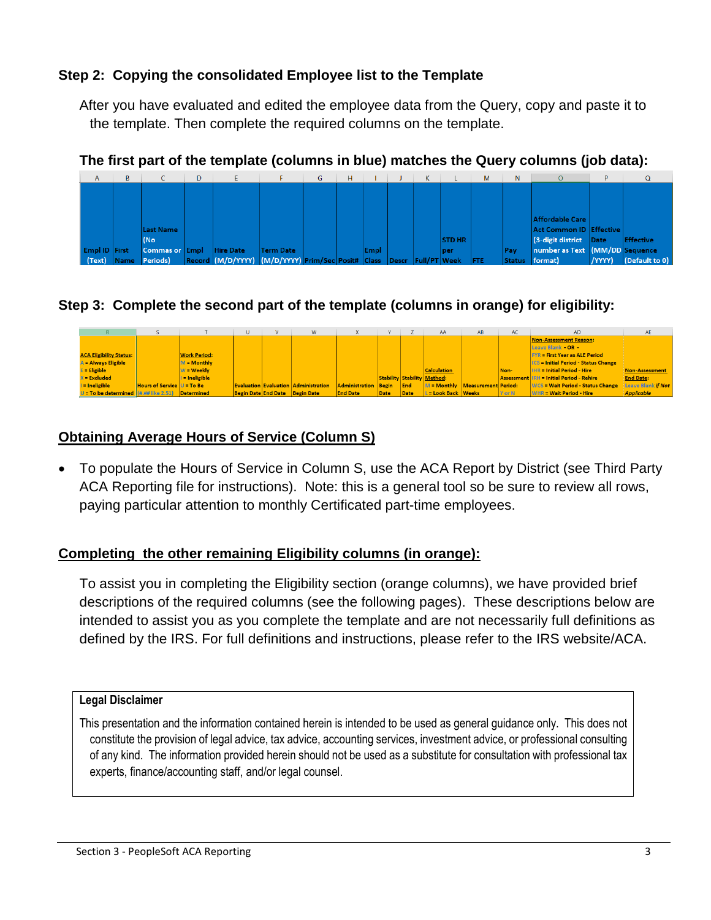### Step 2: Copying the consolidated Employee list to the Template

After you have evaluated and edited the employee data from the Query, copy and paste it to the template. Then complete the required columns on the template.

**The first part of the template (columns in blue) matches the Query columns (job data):**

| A | B | C | D | E | F | G | H | I | J | K | L | M | N | O | P | Q |
|---|---|---|---|---|---|---|---|---|---|---|---|---|---|---|---|---|
| Empl ID (Text) | First Name | Last Name (No Commas or Periods) | Empl Record | Hire Date (M/D/YYYY) | Term Date (M/D/YYYY) | Prim/Sec | Posit# | Empl Class | Descr | Full/PT | STD HR per Week | FTE | Pay Status | Affordable Care Act Common ID (3-digit district number as Text format) | Effective Date (MM/DD/YYYY) | Effective Sequence (Default to 0) |

### Step 3: Complete the second part of the template (columns in orange) for eligibility:

| R | S | T | U | V | W | X | Y | Z | AA | AB | AC | AD | AE |
|---|---|---|---|---|---|---|---|---|---|---|---|---|---|
| ACA Eligibility Status: A = Always Eligible E = Eligible X = Excluded I = Ineligible U = To be determined | Hours of Service (#.## like 2.51) | Work Period: M = Monthly W = Weekly I = Ineligible U = To Be Determined | Evaluation Begin Date | Evaluation End Date | Administration Begin Date | Administration End Date | Stability Begin Date | Stability End Date | Calculation Method: M = Monthly L = Look Back | Measurement Weeks | Non-Assessment Period: Y or N | Non-Assessment Reason: Leave Blank - OR - FYR = First Year as ALE Period ICS = Initial Period - Status Change IHR = Initial Period - Hire IRH = Initial Period - Rehire WCS = Wait Period - Status Change WHR = Wait Period - Hire | Non-Assessment End Date: Leave Blank *if Not Applicable* |

## Obtaining Average Hours of Service (Column S)

- To populate the Hours of Service in Column S, use the ACA Report by District (see Third Party ACA Reporting file for instructions). Note: this is a general tool so be sure to review all rows, paying particular attention to monthly Certificated part-time employees.

## Completing the other remaining Eligibility columns (in orange):

To assist you in completing the Eligibility section (orange columns), we have provided brief descriptions of the required columns (see the following pages). These descriptions below are intended to assist you as you complete the template and are not necessarily full definitions as defined by the IRS. For full definitions and instructions, please refer to the IRS website/ACA.

**Legal Disclaimer**

This presentation and the information contained herein is intended to be used as general guidance only. This does not constitute the provision of legal advice, tax advice, accounting services, investment advice, or professional consulting of any kind. The information provided herein should not be used as a substitute for consultation with professional tax experts, finance/accounting staff, and/or legal counsel.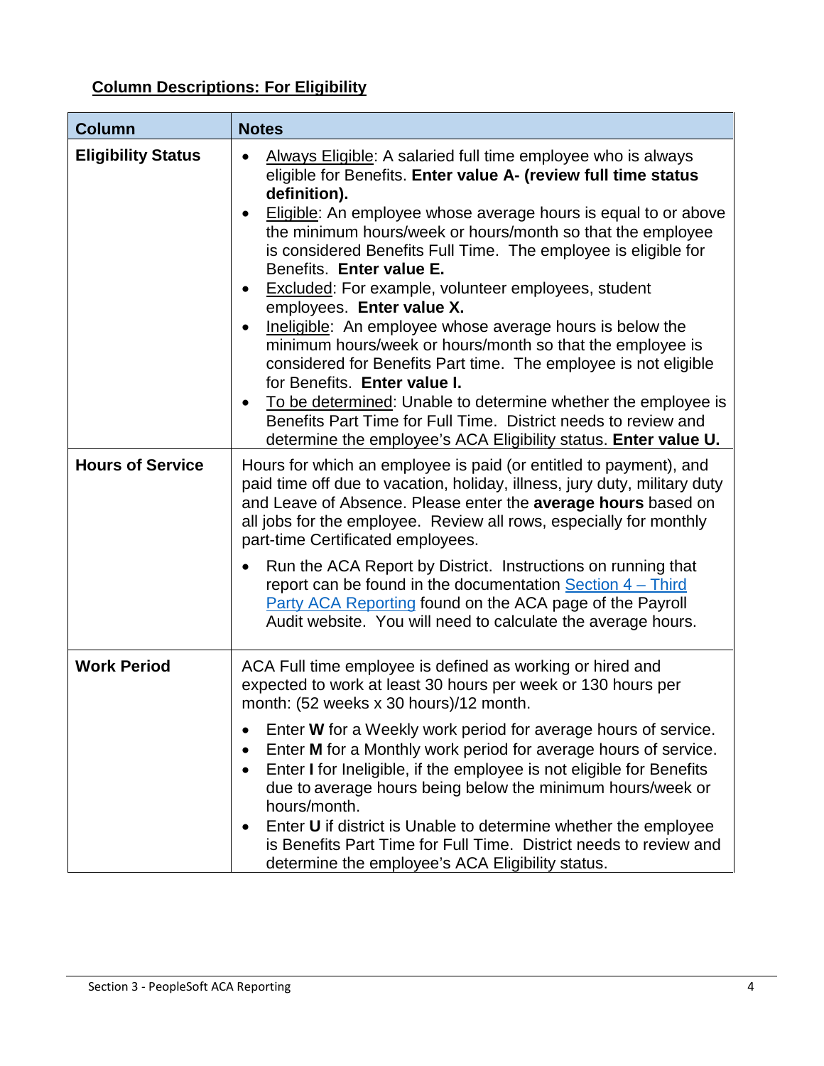## Column Descriptions: For Eligibility

| Column | Notes |
| --- | --- |
| **Eligibility Status** | • Always Eligible: A salaried full time employee who is always eligible for Benefits. **Enter value A- (review full time status definition).**<br>• Eligible: An employee whose average hours is equal to or above the minimum hours/week or hours/month so that the employee is considered Benefits Full Time. The employee is eligible for Benefits. **Enter value E.**<br>• Excluded: For example, volunteer employees, student employees. **Enter value X.**<br>• Ineligible: An employee whose average hours is below the minimum hours/week or hours/month so that the employee is considered for Benefits Part time. The employee is not eligible for Benefits. **Enter value I.**<br>• To be determined: Unable to determine whether the employee is Benefits Part Time for Full Time. District needs to review and determine the employee's ACA Eligibility status. **Enter value U.** |
| **Hours of Service** | Hours for which an employee is paid (or entitled to payment), and paid time off due to vacation, holiday, illness, jury duty, military duty and Leave of Absence. Please enter the **average hours** based on all jobs for the employee. Review all rows, especially for monthly part-time Certificated employees.<br>• Run the ACA Report by District. Instructions on running that report can be found in the documentation Section 4 – Third Party ACA Reporting found on the ACA page of the Payroll Audit website. You will need to calculate the average hours. |
| **Work Period** | ACA Full time employee is defined as working or hired and expected to work at least 30 hours per week or 130 hours per month: (52 weeks x 30 hours)/12 month.<br>• Enter **W** for a Weekly work period for average hours of service.<br>• Enter **M** for a Monthly work period for average hours of service.<br>• Enter **I** for Ineligible, if the employee is not eligible for Benefits due to average hours being below the minimum hours/week or hours/month.<br>• Enter **U** if district is Unable to determine whether the employee is Benefits Part Time for Full Time. District needs to review and determine the employee's ACA Eligibility status. |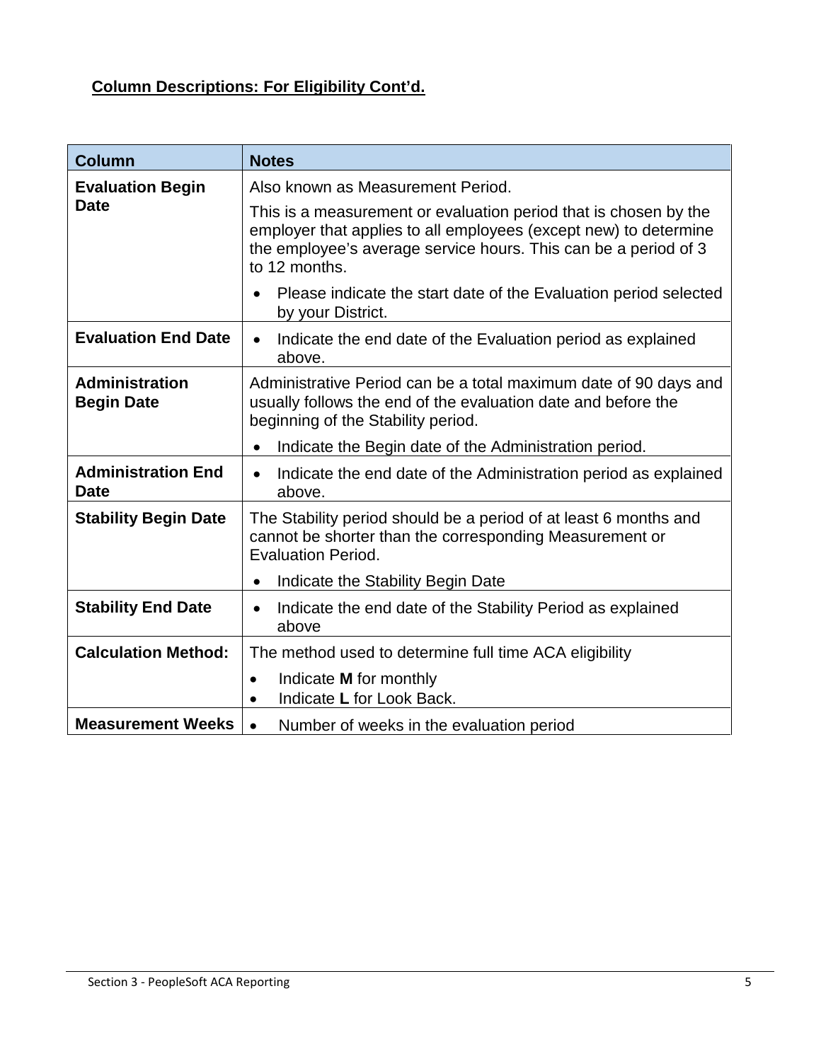**Column Descriptions: For Eligibility Cont'd.**

| Column | Notes |
|---|---|
| **Evaluation Begin Date** | Also known as Measurement Period.<br>This is a measurement or evaluation period that is chosen by the employer that applies to all employees (except new) to determine the employee's average service hours. This can be a period of 3 to 12 months.<br>• Please indicate the start date of the Evaluation period selected by your District. |
| **Evaluation End Date** | • Indicate the end date of the Evaluation period as explained above. |
| **Administration Begin Date** | Administrative Period can be a total maximum date of 90 days and usually follows the end of the evaluation date and before the beginning of the Stability period.<br>• Indicate the Begin date of the Administration period. |
| **Administration End Date** | • Indicate the end date of the Administration period as explained above. |
| **Stability Begin Date** | The Stability period should be a period of at least 6 months and cannot be shorter than the corresponding Measurement or Evaluation Period.<br>• Indicate the Stability Begin Date |
| **Stability End Date** | • Indicate the end date of the Stability Period as explained above |
| **Calculation Method:** | The method used to determine full time ACA eligibility<br>• Indicate **M** for monthly<br>• Indicate **L** for Look Back. |
| **Measurement Weeks** | • Number of weeks in the evaluation period |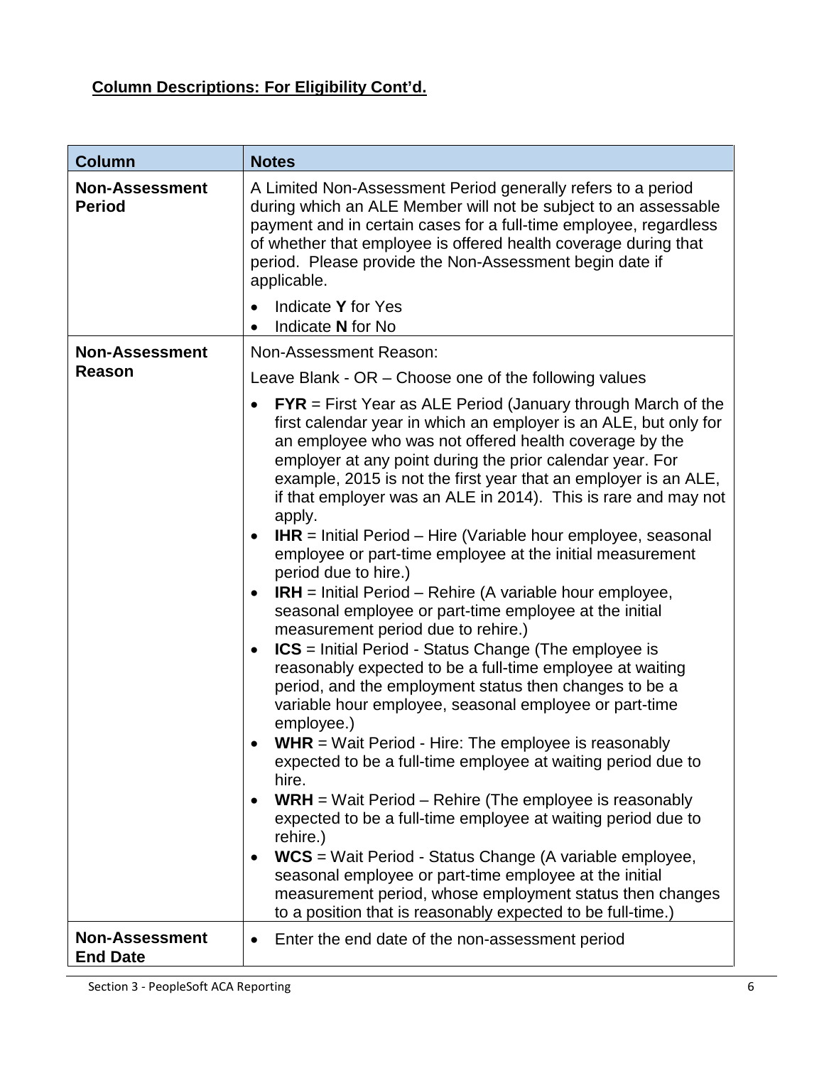**Column Descriptions: For Eligibility Cont'd.**

| Column | Notes |
| --- | --- |
| **Non-Assessment Period** | A Limited Non-Assessment Period generally refers to a period during which an ALE Member will not be subject to an assessable payment and in certain cases for a full-time employee, regardless of whether that employee is offered health coverage during that period. Please provide the Non-Assessment begin date if applicable.<br>• Indicate **Y** for Yes<br>• Indicate **N** for No |
| **Non-Assessment Reason** | Non-Assessment Reason:<br>Leave Blank - OR – Choose one of the following values<br>• **FYR** = First Year as ALE Period (January through March of the first calendar year in which an employer is an ALE, but only for an employee who was not offered health coverage by the employer at any point during the prior calendar year. For example, 2015 is not the first year that an employer is an ALE, if that employer was an ALE in 2014). This is rare and may not apply.<br>• **IHR** = Initial Period – Hire (Variable hour employee, seasonal employee or part-time employee at the initial measurement period due to hire.)<br>• **IRH** = Initial Period – Rehire (A variable hour employee, seasonal employee or part-time employee at the initial measurement period due to rehire.)<br>• **ICS** = Initial Period - Status Change (The employee is reasonably expected to be a full-time employee at waiting period, and the employment status then changes to be a variable hour employee, seasonal employee or part-time employee.)<br>• **WHR** = Wait Period - Hire: The employee is reasonably expected to be a full-time employee at waiting period due to hire.<br>• **WRH** = Wait Period – Rehire (The employee is reasonably expected to be a full-time employee at waiting period due to rehire.)<br>• **WCS** = Wait Period - Status Change (A variable employee, seasonal employee or part-time employee at the initial measurement period, whose employment status then changes to a position that is reasonably expected to be full-time.) |
| **Non-Assessment End Date** | • Enter the end date of the non-assessment period |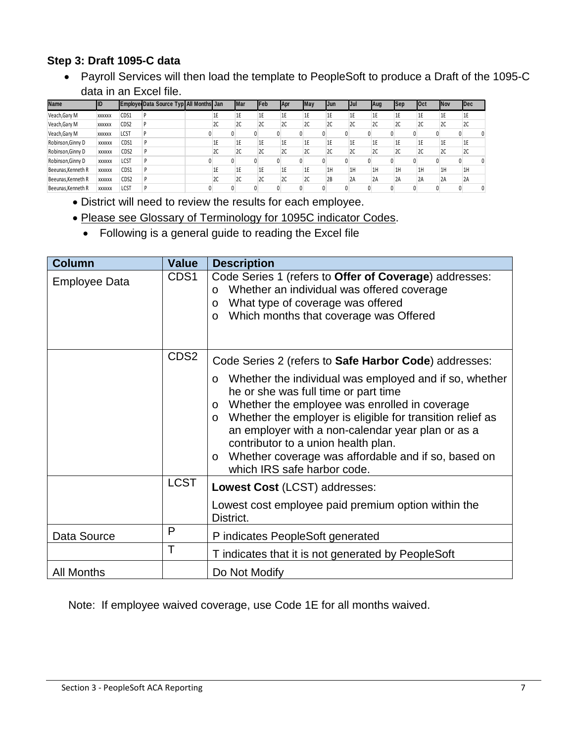### Step 3: Draft 1095-C data

- Payroll Services will then load the template to PeopleSoft to produce a Draft of the 1095-C data in an Excel file.

| Name | ID | Employee | Data Source Typ | All Months | Jan | Mar | Feb | Apr | May | Jun | Jul | Aug | Sep | Oct | Nov | Dec |
|---|---|---|---|---|---|---|---|---|---|---|---|---|---|---|---|---|
| Veach,Gary M | xxxxxx | CDS1 | P | | 1E | 1E | 1E | 1E | 1E | 1E | 1E | 1E | 1E | 1E | 1E | 1E |
| Veach,Gary M | xxxxxx | CDS2 | P | | 2C | 2C | 2C | 2C | 2C | 2C | 2C | 2C | 2C | 2C | 2C | 2C |
| Veach,Gary M | xxxxxx | LCST | P | 0 | 0 | 0 | 0 | 0 | 0 | 0 | 0 | 0 | 0 | 0 | 0 | 0 |
| Robinson,Ginny D | xxxxxx | CDS1 | P | | 1E | 1E | 1E | 1E | 1E | 1E | 1E | 1E | 1E | 1E | 1E | 1E |
| Robinson,Ginny D | xxxxxx | CDS2 | P | | 2C | 2C | 2C | 2C | 2C | 2C | 2C | 2C | 2C | 2C | 2C | 2C |
| Robinson,Ginny D | xxxxxx | LCST | P | 0 | 0 | 0 | 0 | 0 | 0 | 0 | 0 | 0 | 0 | 0 | 0 | 0 |
| Beeunas,Kenneth R | xxxxxx | CDS1 | P | | 1E | 1E | 1E | 1E | 1E | 1H | 1H | 1H | 1H | 1H | 1H | 1H |
| Beeunas,Kenneth R | xxxxxx | CDS2 | P | | 2C | 2C | 2C | 2C | 2C | 2B | 2A | 2A | 2A | 2A | 2A | 2A |
| Beeunas,Kenneth R | xxxxxx | LCST | P | 0 | 0 | 0 | 0 | 0 | 0 | 0 | 0 | 0 | 0 | 0 | 0 | 0 |

- District will need to review the results for each employee.
- Please see Glossary of Terminology for 1095C indicator Codes.
  - Following is a general guide to reading the Excel file

| Column | Value | Description |
|---|---|---|
| Employee Data | CDS1 | Code Series 1 (refers to **Offer of Coverage**) addresses:<br>o Whether an individual was offered coverage<br>o What type of coverage was offered<br>o Which months that coverage was Offered |
| | CDS2 | Code Series 2 (refers to **Safe Harbor Code**) addresses:<br>o Whether the individual was employed and if so, whether he or she was full time or part time<br>o Whether the employee was enrolled in coverage<br>o Whether the employer is eligible for transition relief as an employer with a non-calendar year plan or as a contributor to a union health plan.<br>o Whether coverage was affordable and if so, based on which IRS safe harbor code. |
| | LCST | **Lowest Cost** (LCST) addresses:<br>Lowest cost employee paid premium option within the District. |
| Data Source | P | P indicates PeopleSoft generated |
| | T | T indicates that it is not generated by PeopleSoft |
| All Months | | Do Not Modify |

Note: If employee waived coverage, use Code 1E for all months waived.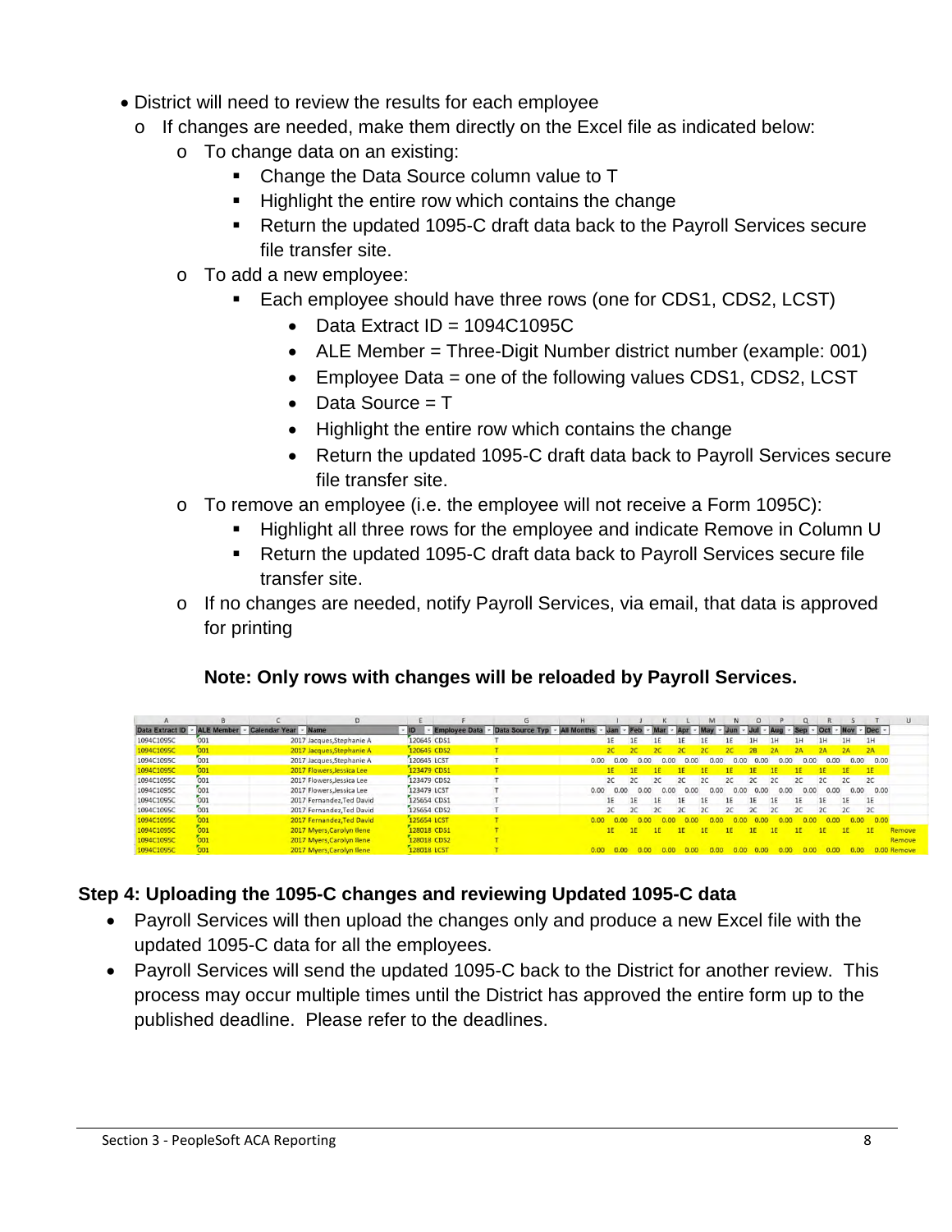- District will need to review the results for each employee
  - If changes are needed, make them directly on the Excel file as indicated below:
    - To change data on an existing:
      - Change the Data Source column value to T
      - Highlight the entire row which contains the change
      - Return the updated 1095-C draft data back to the Payroll Services secure file transfer site.
    - To add a new employee:
      - Each employee should have three rows (one for CDS1, CDS2, LCST)
        - Data Extract ID = 1094C1095C
        - ALE Member = Three-Digit Number district number (example: 001)
        - Employee Data = one of the following values CDS1, CDS2, LCST
        - Data Source = T
        - Highlight the entire row which contains the change
        - Return the updated 1095-C draft data back to Payroll Services secure file transfer site.
    - To remove an employee (i.e. the employee will not receive a Form 1095C):
      - Highlight all three rows for the employee and indicate Remove in Column U
      - Return the updated 1095-C draft data back to Payroll Services secure file transfer site.
    - If no changes are needed, notify Payroll Services, via email, that data is approved for printing

**Note: Only rows with changes will be reloaded by Payroll Services.**

| A | B | C | D | E | F | G | H | I | J | K | L | M | N | O | P | Q | R | S | T | U |
|---|---|---|---|---|---|---|---|---|---|---|---|---|---|---|---|---|---|---|---|---|
| Data Extract ID | ALE Member | Calendar Year | Name | ID | Employee Data | Data Source Typ | All Months | Jan | Feb | Mar | Apr | May | Jun | Jul | Aug | Sep | Oct | Nov | Dec | |
| 1094C1095C | 001 | 2017 | Jacques,Stephanie A | 120645 | CDS1 | T | | 1E | 1E | 1E | 1E | 1E | 1E | 1H | 1H | 1H | 1H | 1H | 1H | |
| 1094C1095C | 001 | 2017 | Jacques,Stephanie A | 120645 | CDS2 | T | | 2C | 2C | 2C | 2C | 2C | 2C | 2B | 2A | 2A | 2A | 2A | 2A | |
| 1094C1095C | 001 | 2017 | Jacques,Stephanie A | 120645 | LCST | T | 0.00 | 0.00 | 0.00 | 0.00 | 0.00 | 0.00 | 0.00 | 0.00 | 0.00 | 0.00 | 0.00 | 0.00 | 0.00 | |
| 1094C1095C | 001 | 2017 | Flowers,Jessica Lee | 123479 | CDS1 | T | | 1E | 1E | 1E | 1E | 1E | 1E | 1E | 1E | 1E | 1E | 1E | 1E | |
| 1094C1095C | 001 | 2017 | Flowers,Jessica Lee | 123479 | CDS2 | T | | 2C | 2C | 2C | 2C | 2C | 2C | 2C | 2C | 2C | 2C | 2C | 2C | |
| 1094C1095C | 001 | 2017 | Flowers,Jessica Lee | 123479 | LCST | T | 0.00 | 0.00 | 0.00 | 0.00 | 0.00 | 0.00 | 0.00 | 0.00 | 0.00 | 0.00 | 0.00 | 0.00 | 0.00 | |
| 1094C1095C | 001 | 2017 | Fernandez,Ted David | 125654 | CDS1 | T | | 1E | 1E | 1E | 1E | 1E | 1E | 1E | 1E | 1E | 1E | 1E | 1E | |
| 1094C1095C | 001 | 2017 | Fernandez,Ted David | 125654 | CDS2 | T | | 2C | 2C | 2C | 2C | 2C | 2C | 2C | 2C | 2C | 2C | 2C | 2C | |
| 1094C1095C | 001 | 2017 | Fernandez,Ted David | 125654 | LCST | T | 0.00 | 0.00 | 0.00 | 0.00 | 0.00 | 0.00 | 0.00 | 0.00 | 0.00 | 0.00 | 0.00 | 0.00 | 0.00 | |
| 1094C1095C | 001 | 2017 | Myers,Carolyn Ilene | 128018 | CDS1 | T | | 1E | 1E | 1E | 1E | 1E | 1E | 1E | 1E | 1E | 1E | 1E | 1E | Remove |
| 1094C1095C | 001 | 2017 | Myers,Carolyn Ilene | 128018 | CDS2 | T | | | | | | | | | | | | | | Remove |
| 1094C1095C | 001 | 2017 | Myers,Carolyn Ilene | 128018 | LCST | T | 0.00 | 0.00 | 0.00 | 0.00 | 0.00 | 0.00 | 0.00 | 0.00 | 0.00 | 0.00 | 0.00 | 0.00 | 0.00 | Remove |

## Step 4: Uploading the 1095-C changes and reviewing Updated 1095-C data

- Payroll Services will then upload the changes only and produce a new Excel file with the updated 1095-C data for all the employees.
- Payroll Services will send the updated 1095-C back to the District for another review. This process may occur multiple times until the District has approved the entire form up to the published deadline. Please refer to the deadlines.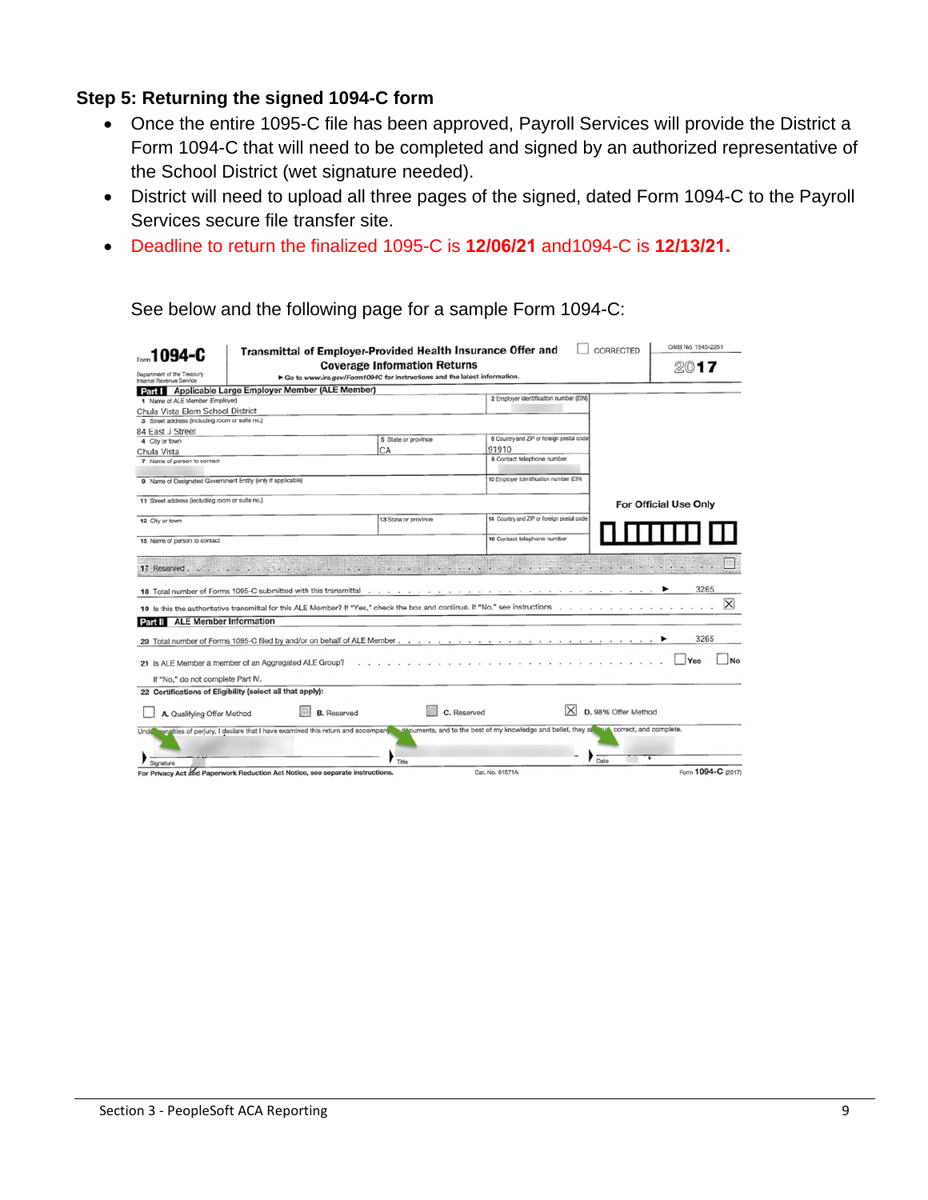### Step 5: Returning the signed 1094-C form

- Once the entire 1095-C file has been approved, Payroll Services will provide the District a Form 1094-C that will need to be completed and signed by an authorized representative of the School District (wet signature needed).
- District will need to upload all three pages of the signed, dated Form 1094-C to the Payroll Services secure file transfer site.
- Deadline to return the finalized 1095-C is **12/06/21** and1094-C is **12/13/21.**

See below and the following page for a sample Form 1094-C:

Form **1094-C** — Transmittal of Employer-Provided Health Insurance Offer and Coverage Information Returns

Department of the Treasury Internal Revenue Service

► Go to www.irs.gov/Form1094C for instructions and the latest information.

☐ CORRECTED — OMB No. 1545-2251 — **2017**

**Part I** Applicable Large Employer Member (ALE Member)

| Field | Value |
| --- | --- |
| 1 Name of ALE Member (Employer) | Chula Vista Elem School District |
| 2 Employer identification number (EIN) | |
| 3 Street address (including room or suite no.) | 84 East J Street |
| 4 City or town | Chula Vista |
| 5 State or province | CA |
| 6 Country and ZIP or foreign postal code | 91910 |
| 7 Name of person to contact | |
| 8 Contact telephone number | |
| 9 Name of Designated Government Entity (only if applicable) | |
| 10 Employer identification number (EIN) | |
| 11 Street address (including room or suite no.) | |
| 12 City or town | |
| 13 State or province | |
| 14 Country and ZIP or foreign postal code | |
| 15 Name of person to contact | |
| 16 Contact telephone number | |
| 17 Reserved | |
| 18 Total number of Forms 1095-C submitted with this transmittal | 3265 |
| 19 Is this the authoritative transmittal for this ALE Member? If "Yes," check the box and continue. If "No," see instructions | ☒ |

For Official Use Only

**Part II** ALE Member Information

| Field | Value |
| --- | --- |
| 20 Total number of Forms 1095-C filed by and/or on behalf of ALE Member | 3265 |
| 21 Is ALE Member a member of an Aggregated ALE Group? If "No," do not complete Part IV. | ☐ Yes ☐ No |
| 22 Certifications of Eligibility (select all that apply): | ☐ A. Qualifying Offer Method; B. Reserved; C. Reserved; ☒ D. 98% Offer Method |

Under penalties of perjury, I declare that I have examined this return and accompanying documents, and to the best of my knowledge and belief, they are true, correct, and complete.

Signature ________ Title ________ Date ________

For Privacy Act and Paperwork Reduction Act Notice, see separate instructions. Cat. No. 61571A Form **1094-C** (2017)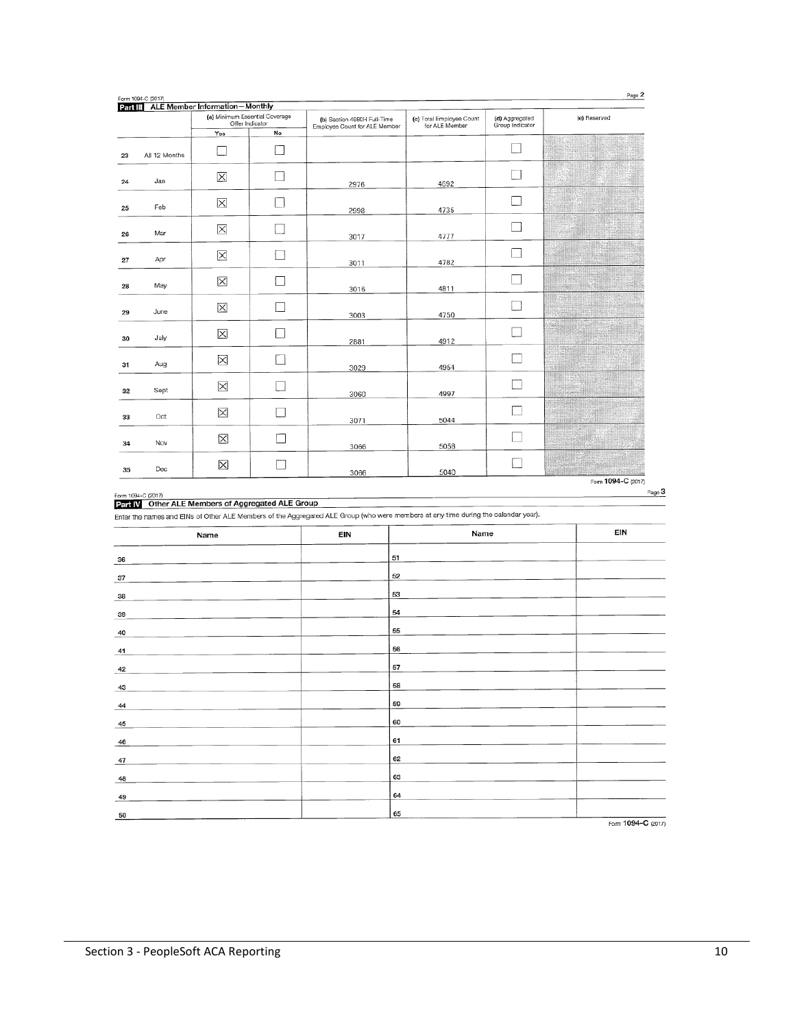Form 1094-C (2017)

Page 2

**Part III ALE Member Information—Monthly**

| | | (a) Minimum Essential Coverage Offer Indicator | | (b) Section 4980H Full-Time Employee Count for ALE Member | (c) Total Employee Count for ALE Member | (d) Aggregated Group Indicator | (e) Reserved |
|---|---|---|---|---|---|---|---|
| | | Yes | No | | | | |
| 23 | All 12 Months | ☐ | ☐ | | | ☐ | |
| 24 | Jan | ☒ | ☐ | 2976 | 4692 | ☐ | |
| 25 | Feb | ☒ | ☐ | 2998 | 4735 | ☐ | |
| 26 | Mar | ☒ | ☐ | 3017 | 4777 | ☐ | |
| 27 | Apr | ☒ | ☐ | 3011 | 4782 | ☐ | |
| 28 | May | ☒ | ☐ | 3016 | 4811 | ☐ | |
| 29 | June | ☒ | ☐ | 3003 | 4750 | ☐ | |
| 30 | July | ☒ | ☐ | 2881 | 4912 | ☐ | |
| 31 | Aug | ☒ | ☐ | 3029 | 4954 | ☐ | |
| 32 | Sept | ☒ | ☐ | 3060 | 4997 | ☐ | |
| 33 | Oct | ☒ | ☐ | 3071 | 5044 | ☐ | |
| 34 | Nov | ☒ | ☐ | 3066 | 5058 | ☐ | |
| 35 | Dec | ☒ | ☐ | 3066 | 5040 | ☐ | |

Form 1094-C (2017)

Form 1094-C (2017)

Page 3

**Part IV Other ALE Members of Aggregated ALE Group**

Enter the names and EINs of Other ALE Members of the Aggregated ALE Group (who were members at any time during the calendar year).

| | Name | EIN | | Name | EIN |
|---|---|---|---|---|---|
| 36 | | | 51 | | |
| 37 | | | 52 | | |
| 38 | | | 53 | | |
| 39 | | | 54 | | |
| 40 | | | 55 | | |
| 41 | | | 56 | | |
| 42 | | | 57 | | |
| 43 | | | 58 | | |
| 44 | | | 59 | | |
| 45 | | | 60 | | |
| 46 | | | 61 | | |
| 47 | | | 62 | | |
| 48 | | | 63 | | |
| 49 | | | 64 | | |
| 50 | | | 65 | | |

Form 1094-C (2017)